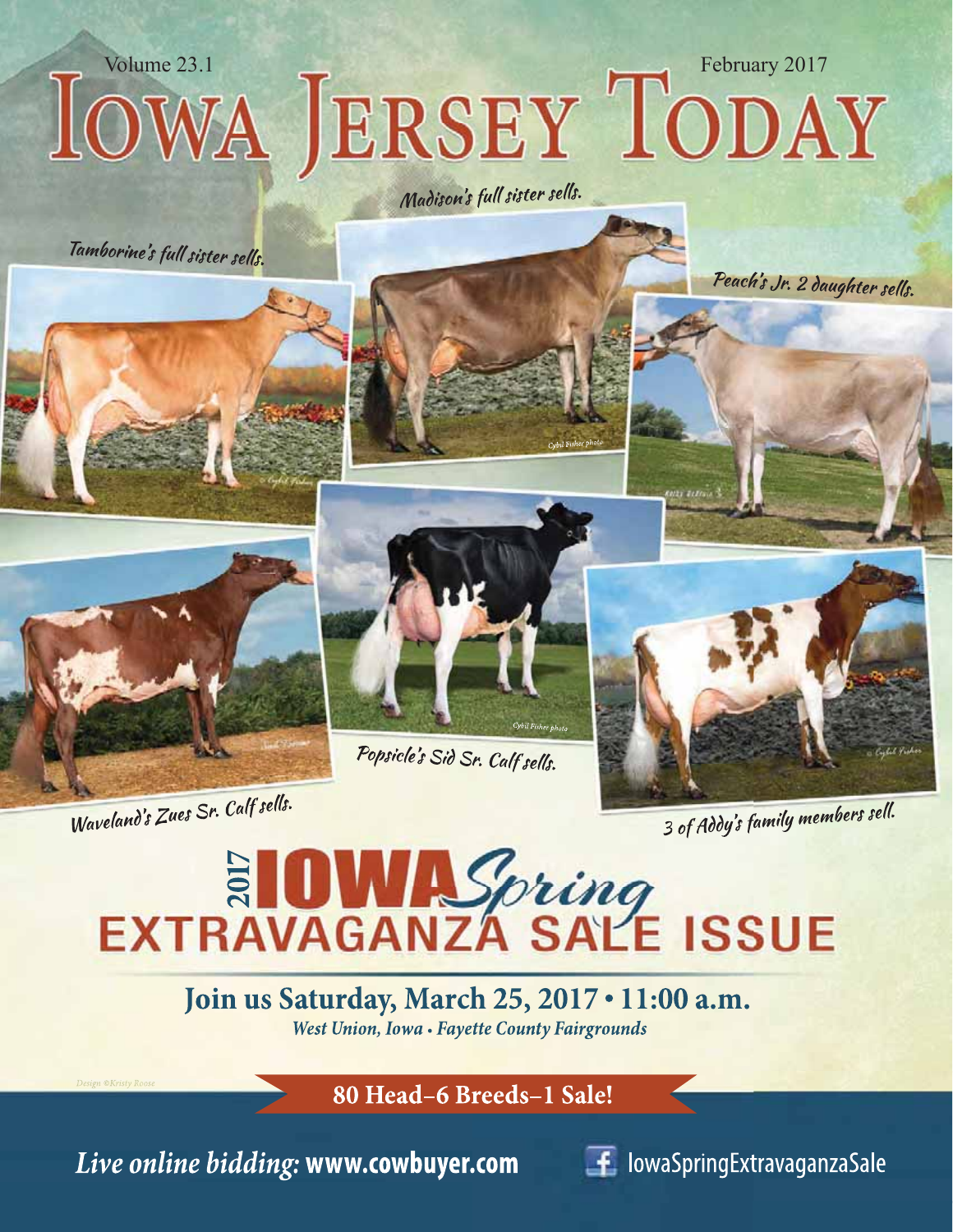Volume 23.1

February 2017

# Iowa Jersey Today

Madison's full sister sells.

Tamborine's full sister sells.

Peach's Jr. 2 daughter sells.

Popsicle's Sid Sr. Calf sells.

Waveland's Zues Sr. Calf sells.

3 of Addy's family members sell.

## 2017 IOWA Spring EXTRAVAGANZA SALE ISSUE

**Join us Saturday, March 25, 2017 • 11:00 a.m.**

*West Union, Iowa • Fayette County Fairgrounds*

Design ©Kristy Roose

**80 Head–6 Breeds–1 Sale!**

*Live online bidding:* **www.cowbuyer.com**

IowaSpringExtravaganzaSale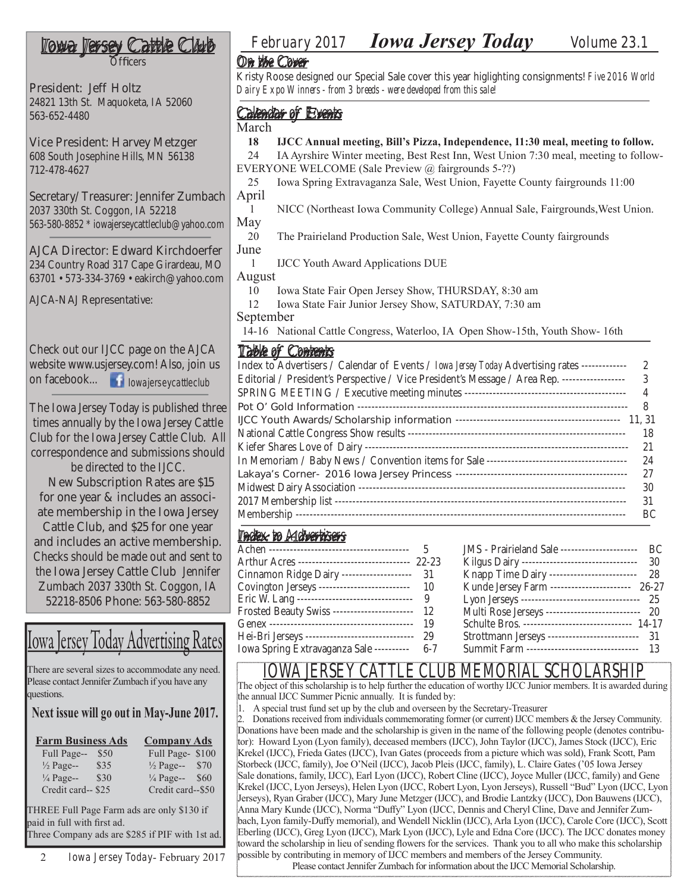## Iowa Jersey Cattle Club

Officers

President: Jeff Holtz
24821 13th St. Maquoketa, IA 52060
563-652-4480

Vice President: Harvey Metzger
608 South Josephine Hills, MN 56138
712-478-4627

Secretary/Treasurer: Jennifer Zumbach
2037 330th St. Coggon, IA 52218
563-580-8852 * iowajerseycattleclub@yahoo.com

AJCA Director: Edward Kirchdoerfer
234 Country Road 317 Cape Girardeau, MO 63701 • 573-334-3769 • eakirch@yahoo.com

AJCA-NAJ Representative:

Check out our IJCC page on the AJCA website www.usjersey.com! Also, join us on facebook... Iowajerseycattleclub

The Iowa Jersey Today is published three times annually by the Iowa Jersey Cattle Club for the Iowa Jersey Cattle Club. All correspondence and submissions should be directed to the IJCC.

New Subscription Rates are $15 for one year & includes an associate membership in the Iowa Jersey Cattle Club, and $25 for one year and includes an active membership. Checks should be made out and sent to the Iowa Jersey Cattle Club Jennifer Zumbach 2037 330th St. Coggon, IA 52218-8506 Phone: 563-580-8852

## Iowa Jersey Today Advertising Rates

There are several sizes to accommodate any need. Please contact Jennifer Zumbach if you have any questions.

**Next issue will go out in May-June 2017.**

| Farm Business Ads | | Company Ads | |
|---|---|---|---|
| Full Page-- | $50 | Full Page- | $100 |
| ½ Page-- | $35 | ½ Page-- | $70 |
| ¼ Page-- | $30 | ¼ Page-- | $60 |
| Credit card-- | $25 | Credit card-- | $50 |

THREE Full Page Farm ads are only $130 if paid in full with first ad.
Three Company ads are $285 if PIF with 1st ad.

February 2017 **Iowa Jersey Today** Volume 23.1

## On the Cover

Kristy Roose designed our Special Sale cover this year higlighting consignments! *Five 2016 World Dairy Expo Winners - from 3 breeds - were developed from this sale!*

## Calendar of Events

March
- 18 **IJCC Annual meeting, Bill's Pizza, Independence, 11:30 meal, meeting to follow.**
- 24 IA Ayrshire Winter meeting, Best Rest Inn, West Union 7:30 meal, meeting to follow- EVERYONE WELCOME (Sale Preview @ fairgrounds 5-??)
- 25 Iowa Spring Extravaganza Sale, West Union, Fayette County fairgrounds 11:00

April
- 1 NICC (Northeast Iowa Community College) Annual Sale, Fairgrounds,West Union.

May
- 20 The Prairieland Production Sale, West Union, Fayette County fairgrounds

June
- 1 IJCC Youth Award Applications DUE

August
- 10 Iowa State Fair Open Jersey Show, THURSDAY, 8:30 am
- 12 Iowa State Fair Junior Jersey Show, SATURDAY, 7:30 am

September
- 14-16 National Cattle Congress, Waterloo, IA Open Show-15th, Youth Show- 16th

## Table of Contents

| | |
|---|---|
| Index to Advertisers / Calendar of Events / *Iowa Jersey Today* Advertising rates | 2 |
| Editorial / President's Perspective / Vice President's Message / Area Rep. | 3 |
| SPRING MEETING / Executive meeting minutes | 4 |
| Pot O' Gold Information | 8 |
| IJCC Youth Awards/Scholarship information | 11, 31 |
| National Cattle Congress Show results | 18 |
| Kiefer Shares Love of Dairy | 21 |
| In Memoriam / Baby News / Convention items for Sale | 24 |
| Lakaya's Corner- 2016 Iowa Jersey Princess | 27 |
| Midwest Dairy Association | 30 |
| 2017 Membership list | 31 |
| Membership | BC |

## Index to Advertisers

| | | | |
|---|---|---|---|
| Achen | 5 | JMS - Prairieland Sale | BC |
| Arthur Acres | 22-23 | Kilgus Dairy | 30 |
| Cinnamon Ridge Dairy | 31 | Knapp Time Dairy | 28 |
| Covington Jerseys | 10 | Kunde Jersey Farm | 26-27 |
| Eric W. Lang | 9 | Lyon Jerseys | 25 |
| Frosted Beauty Swiss | 12 | Multi Rose Jerseys | 20 |
| Genex | 19 | Schulte Bros. | 14-17 |
| Hei-Bri Jerseys | 29 | Strottmann Jerseys | 31 |
| Iowa Spring Extravaganza Sale | 6-7 | Summit Farm | 13 |

## IOWA JERSEY CATTLE CLUB MEMORIAL SCHOLARSHIP

The object of this scholarship is to help further the education of worthy IJCC Junior members. It is awarded during the annual IJCC Summer Picnic annually. It is funded by:

1. A special trust fund set up by the club and overseen by the Secretary-Treasurer
2. Donations received from individuals commemorating former (or current) IJCC members & the Jersey Community.

Donations have been made and the scholarship is given in the name of the following people (denotes contributor): Howard Lyon (Lyon family), deceased members (IJCC), John Taylor (IJCC), James Stock (IJCC), Eric Krekel (IJCC), Frieda Gates (IJCC), Ivan Gates (proceeds from a picture which was sold), Frank Scott, Pam Storbeck (IJCC, family), Joe O'Neil (IJCC), Jacob Pleis (IJCC, family), L. Claire Gates ('05 Iowa Jersey Sale donations, family, IJCC), Earl Lyon (IJCC), Robert Cline (IJCC), Joyce Muller (IJCC, family) and Gene Krekel (IJCC, Lyon Jerseys), Helen Lyon (IJCC, Robert Lyon, Lyon Jerseys), Russell "Bud" Lyon (IJCC, Lyon Jerseys), Ryan Graber (IJCC), Mary June Metzger (IJCC), and Brodie Lantzky (IJCC), Don Bauwens (IJCC), Anna Mary Kunde (IJCC), Norma "Duffy" Lyon (IJCC, Dennis and Cheryl Cline, Dave and Jennifer Zumbach, Lyon family-Duffy memorial), and Wendell Nicklin (IJCC), Arla Lyon (IJCC), Carole Core (IJCC), Scott Eberling (IJCC), Greg Lyon (IJCC), Mark Lyon (IJCC), Lyle and Edna Core (IJCC). The IJCC donates money toward the scholarship in lieu of sending flowers for the services. Thank you to all who make this scholarship possible by contributing in memory of IJCC members and members of the Jersey Community.

Please contact Jennifer Zumbach for information about the IJCC Memorial Scholarship.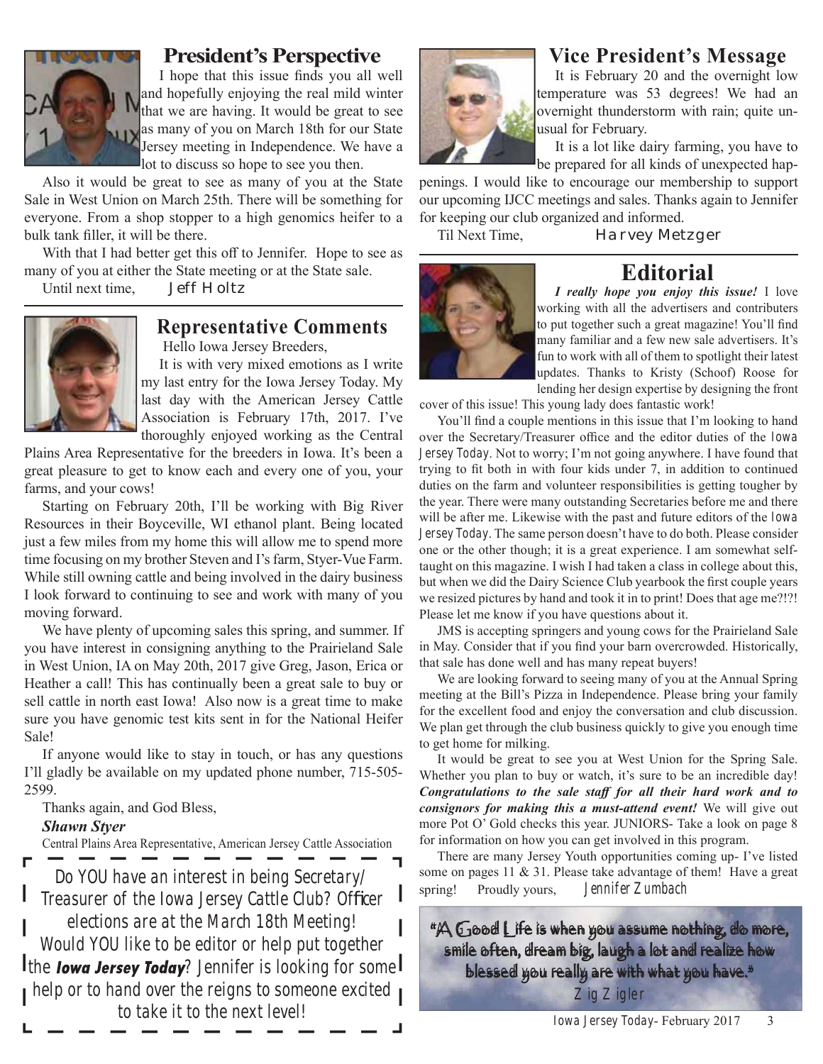## President's Perspective

I hope that this issue finds you all well and hopefully enjoying the real mild winter that we are having. It would be great to see as many of you on March 18th for our State Jersey meeting in Independence. We have a lot to discuss so hope to see you then.

Also it would be great to see as many of you at the State Sale in West Union on March 25th. There will be something for everyone. From a shop stopper to a high genomics heifer to a bulk tank filler, it will be there.

With that I had better get this off to Jennifer. Hope to see as many of you at either the State meeting or at the State sale.

Until next time, Jeff Holtz

## Representative Comments

Hello Iowa Jersey Breeders,

It is with very mixed emotions as I write my last entry for the Iowa Jersey Today. My last day with the American Jersey Cattle Association is February 17th, 2017. I've thoroughly enjoyed working as the Central Plains Area Representative for the breeders in Iowa. It's been a great pleasure to get to know each and every one of you, your farms, and your cows!

Starting on February 20th, I'll be working with Big River Resources in their Boyceville, WI ethanol plant. Being located just a few miles from my home this will allow me to spend more time focusing on my brother Steven and I's farm, Styer-Vue Farm. While still owning cattle and being involved in the dairy business I look forward to continuing to see and work with many of you moving forward.

We have plenty of upcoming sales this spring, and summer. If you have interest in consigning anything to the Prairieland Sale in West Union, IA on May 20th, 2017 give Greg, Jason, Erica or Heather a call! This has continually been a great sale to buy or sell cattle in north east Iowa! Also now is a great time to make sure you have genomic test kits sent in for the National Heifer Sale!

If anyone would like to stay in touch, or has any questions I'll gladly be available on my updated phone number, 715-505-2599.

Thanks again, and God Bless,

***Shawn Styer***

Central Plains Area Representative, American Jersey Cattle Association

Do YOU have an interest in being Secretary/ Treasurer of the Iowa Jersey Cattle Club? Officer elections are at the March 18th Meeting! Would YOU like to be editor or help put together the ***Iowa Jersey Today***? Jennifer is looking for some help or to hand over the reigns to someone excited to take it to the next level!

## Vice President's Message

It is February 20 and the overnight low temperature was 53 degrees! We had an overnight thunderstorm with rain; quite unusual for February.

It is a lot like dairy farming, you have to be prepared for all kinds of unexpected happenings. I would like to encourage our membership to support our upcoming IJCC meetings and sales. Thanks again to Jennifer for keeping our club organized and informed.

Til Next Time, Harvey Metzger

## Editorial

***I really hope you enjoy this issue!*** I love working with all the advertisers and contributers to put together such a great magazine! You'll find many familiar and a few new sale advertisers. It's fun to work with all of them to spotlight their latest updates. Thanks to Kristy (Schoof) Roose for lending her design expertise by designing the front cover of this issue! This young lady does fantastic work!

You'll find a couple mentions in this issue that I'm looking to hand over the Secretary/Treasurer office and the editor duties of the *Iowa Jersey Today*. Not to worry; I'm not going anywhere. I have found that trying to fit both in with four kids under 7, in addition to continued duties on the farm and volunteer responsibilities is getting tougher by the year. There were many outstanding Secretaries before me and there will be after me. Likewise with the past and future editors of the *Iowa Jersey Today*. The same person doesn't have to do both. Please consider one or the other though; it is a great experience. I am somewhat self-taught on this magazine. I wish I had taken a class in college about this, but when we did the Dairy Science Club yearbook the first couple years we resized pictures by hand and took it in to print! Does that age me?!?! Please let me know if you have questions about it.

JMS is accepting springers and young cows for the Prairieland Sale in May. Consider that if you find your barn overcrowded. Historically, that sale has done well and has many repeat buyers!

We are looking forward to seeing many of you at the Annual Spring meeting at the Bill's Pizza in Independence. Please bring your family for the excellent food and enjoy the conversation and club discussion. We plan get through the club business quickly to give you enough time to get home for milking.

It would be great to see you at West Union for the Spring Sale. Whether you plan to buy or watch, it's sure to be an incredible day! ***Congratulations to the sale staff for all their hard work and to consignors for making this a must-attend event!*** We will give out more Pot O' Gold checks this year. JUNIORS- Take a look on page 8 for information on how you can get involved in this program.

There are many Jersey Youth opportunities coming up- I've listed some on pages 11 & 31. Please take advantage of them! Have a great spring! Proudly yours, Jennifer Zumbach

"A Good Life is when you assume nothing, do more, smile often, dream big, laugh a lot and realize how blessed you really are with what you have."

Zig Zigler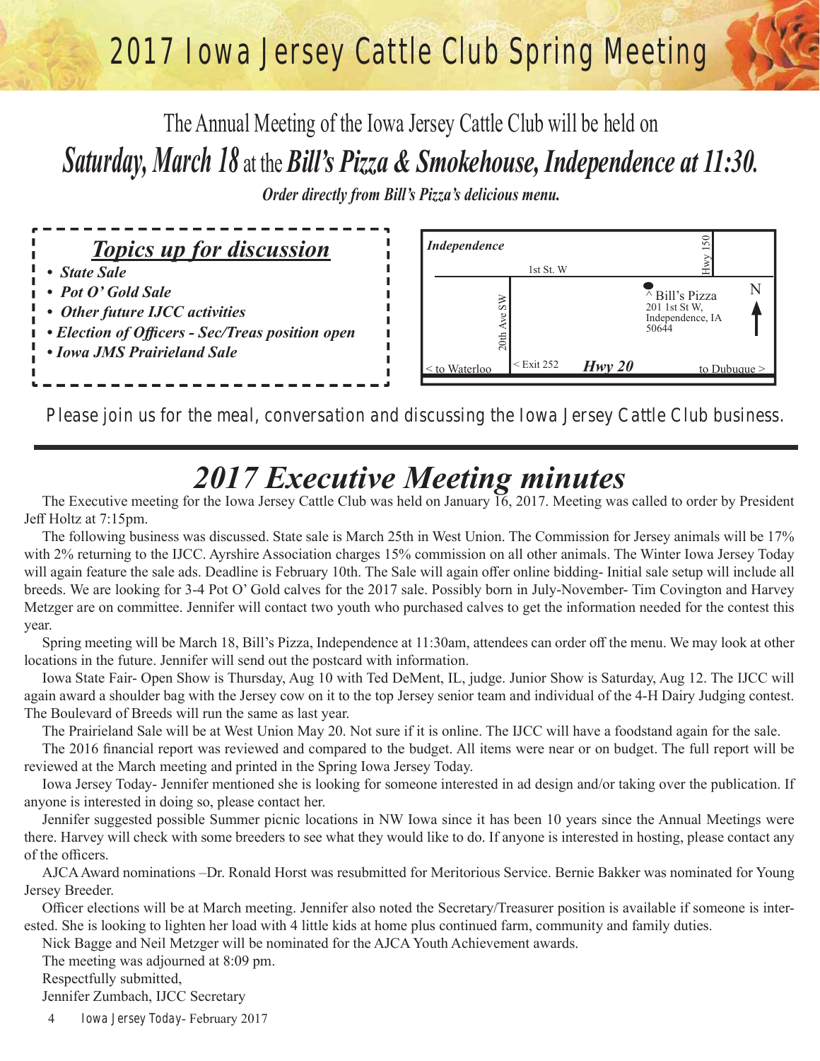# 2017 Iowa Jersey Cattle Club Spring Meeting

The Annual Meeting of the Iowa Jersey Cattle Club will be held on

***Saturday, March 18*** at the ***Bill's Pizza & Smokehouse, Independence at 11:30.***

***Order directly from Bill's Pizza's delicious menu.***

***Topics up for discussion***

- ***State Sale***
- ***Pot O' Gold Sale***
- ***Other future IJCC activities***
- ***Election of Officers - Sec/Treas position open***
- ***Iowa JMS Prairieland Sale***

*Independence*

1st St. W

Hwy 150

20th Ave SW

^ Bill's Pizza
201 1st St W,
Independence, IA
50644

N

< to Waterloo | < Exit 252 | ***Hwy 20*** | to Dubuque >

Please join us for the meal, conversation and discussing the Iowa Jersey Cattle Club business.

## *2017 Executive Meeting minutes*

The Executive meeting for the Iowa Jersey Cattle Club was held on January 16, 2017. Meeting was called to order by President Jeff Holtz at 7:15pm.

The following business was discussed. State sale is March 25th in West Union. The Commission for Jersey animals will be 17% with 2% returning to the IJCC. Ayrshire Association charges 15% commission on all other animals. The Winter Iowa Jersey Today will again feature the sale ads. Deadline is February 10th. The Sale will again offer online bidding- Initial sale setup will include all breeds. We are looking for 3-4 Pot O' Gold calves for the 2017 sale. Possibly born in July-November- Tim Covington and Harvey Metzger are on committee. Jennifer will contact two youth who purchased calves to get the information needed for the contest this year.

Spring meeting will be March 18, Bill's Pizza, Independence at 11:30am, attendees can order off the menu. We may look at other locations in the future. Jennifer will send out the postcard with information.

Iowa State Fair- Open Show is Thursday, Aug 10 with Ted DeMent, IL, judge. Junior Show is Saturday, Aug 12. The IJCC will again award a shoulder bag with the Jersey cow on it to the top Jersey senior team and individual of the 4-H Dairy Judging contest. The Boulevard of Breeds will run the same as last year.

The Prairieland Sale will be at West Union May 20. Not sure if it is online. The IJCC will have a foodstand again for the sale.

The 2016 financial report was reviewed and compared to the budget. All items were near or on budget. The full report will be reviewed at the March meeting and printed in the Spring Iowa Jersey Today.

Iowa Jersey Today- Jennifer mentioned she is looking for someone interested in ad design and/or taking over the publication. If anyone is interested in doing so, please contact her.

Jennifer suggested possible Summer picnic locations in NW Iowa since it has been 10 years since the Annual Meetings were there. Harvey will check with some breeders to see what they would like to do. If anyone is interested in hosting, please contact any of the officers.

AJCA Award nominations –Dr. Ronald Horst was resubmitted for Meritorious Service. Bernie Bakker was nominated for Young Jersey Breeder.

Officer elections will be at March meeting. Jennifer also noted the Secretary/Treasurer position is available if someone is interested. She is looking to lighten her load with 4 little kids at home plus continued farm, community and family duties.

Nick Bagge and Neil Metzger will be nominated for the AJCA Youth Achievement awards.

The meeting was adjourned at 8:09 pm.

Respectfully submitted,

Jennifer Zumbach, IJCC Secretary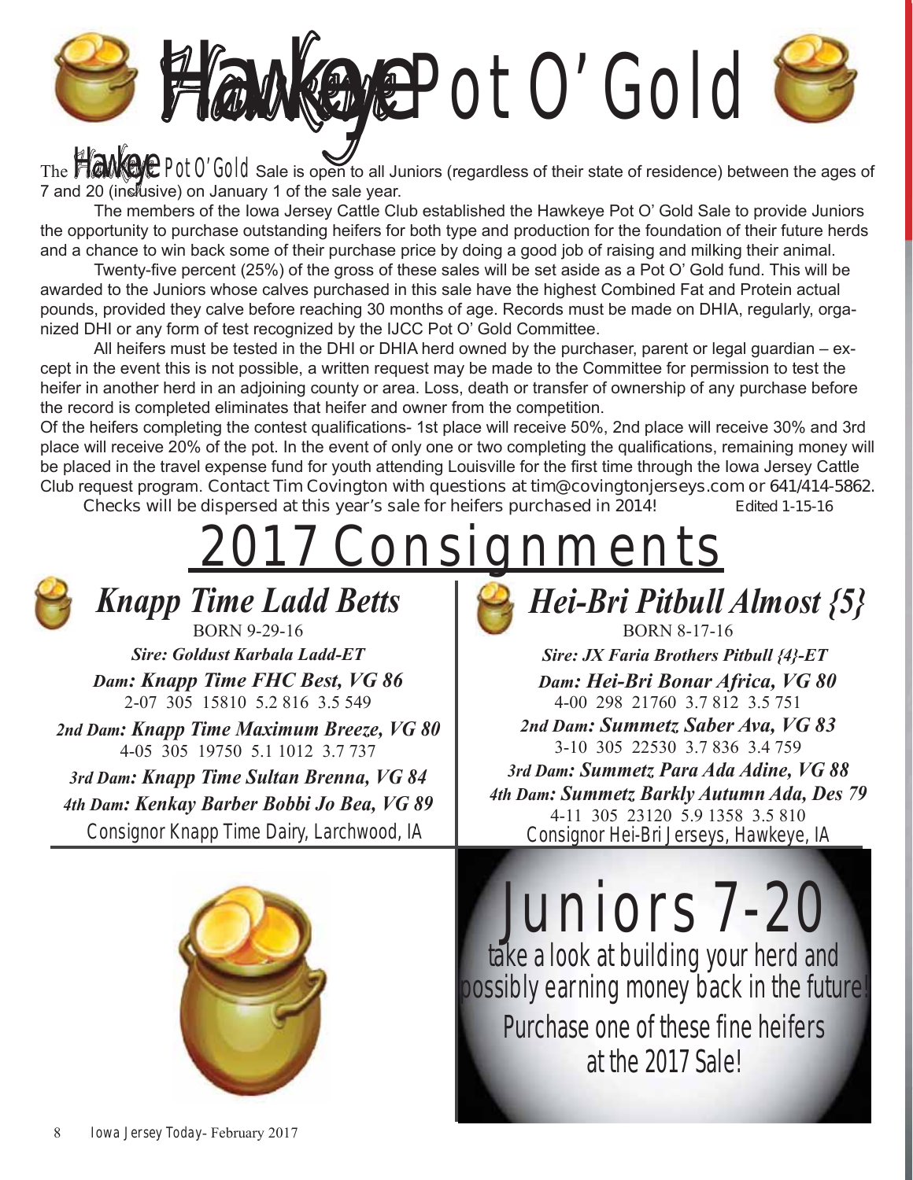# Hawkeye Pot O' Gold

The Hawkeye Pot O' Gold Sale is open to all Juniors (regardless of their state of residence) between the ages of 7 and 20 (inclusive) on January 1 of the sale year.

The members of the Iowa Jersey Cattle Club established the Hawkeye Pot O' Gold Sale to provide Juniors the opportunity to purchase outstanding heifers for both type and production for the foundation of their future herds and a chance to win back some of their purchase price by doing a good job of raising and milking their animal.

Twenty-five percent (25%) of the gross of these sales will be set aside as a Pot O' Gold fund. This will be awarded to the Juniors whose calves purchased in this sale have the highest Combined Fat and Protein actual pounds, provided they calve before reaching 30 months of age. Records must be made on DHIA, regularly, organized DHI or any form of test recognized by the IJCC Pot O' Gold Committee.

All heifers must be tested in the DHI or DHIA herd owned by the purchaser, parent or legal guardian – except in the event this is not possible, a written request may be made to the Committee for permission to test the heifer in another herd in an adjoining county or area. Loss, death or transfer of ownership of any purchase before the record is completed eliminates that heifer and owner from the competition.

Of the heifers completing the contest qualifications- 1st place will receive 50%, 2nd place will receive 30% and 3rd place will receive 20% of the pot. In the event of only one or two completing the qualifications, remaining money will be placed in the travel expense fund for youth attending Louisville for the first time through the Iowa Jersey Cattle Club request program. Contact Tim Covington with questions at tim@covingtonjerseys.com or 641/414-5862.

Checks will be dispersed at this year's sale for heifers purchased in 2014! Edited 1-15-16

# 2017 Consignments

## *Knapp Time Ladd Betts*

BORN 9-29-16

***Sire: Goldust Karbala Ladd-ET***

***Dam: Knapp Time FHC Best, VG 86***

2-07 305 15810 5.2 816 3.5 549

***2nd Dam: Knapp Time Maximum Breeze, VG 80***

4-05 305 19750 5.1 1012 3.7 737

***3rd Dam: Knapp Time Sultan Brenna, VG 84***

***4th Dam: Kenkay Barber Bobbi Jo Bea, VG 89***

Consignor Knapp Time Dairy, Larchwood, IA

## *Hei-Bri Pitbull Almost {5}*

BORN 8-17-16

***Sire: JX Faria Brothers Pitbull {4}-ET***

***Dam: Hei-Bri Bonar Africa, VG 80***

4-00 298 21760 3.7 812 3.5 751

***2nd Dam: Summetz Saber Ava, VG 83***

3-10 305 22530 3.7 836 3.4 759

***3rd Dam: Summetz Para Ada Adine, VG 88***

***4th Dam: Summetz Barkly Autumn Ada, Des 79***

4-11 305 23120 5.9 1358 3.5 810

Consignor Hei-Bri Jerseys, Hawkeye, IA

# Juniors 7-20

take a look at building your herd and possibly earning money back in the future!

Purchase one of these fine heifers at the 2017 Sale!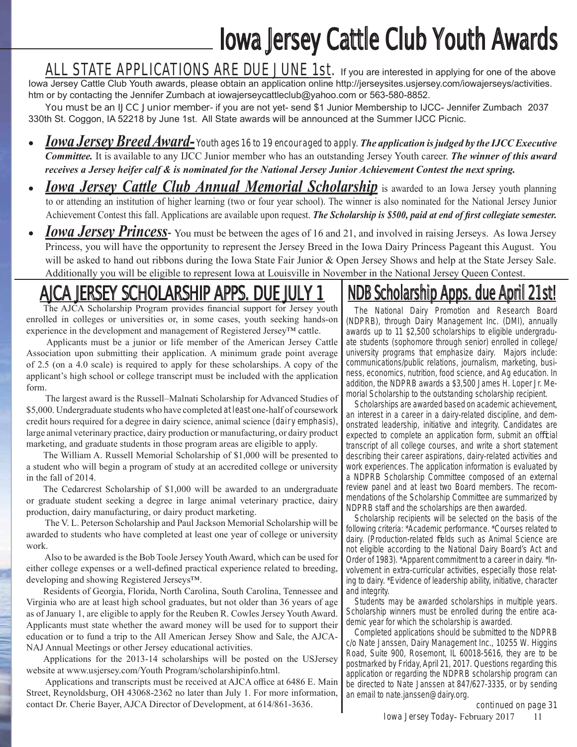# Iowa Jersey Cattle Club Youth Awards

ALL STATE APPLICATIONS ARE DUE JUNE 1st. If you are interested in applying for one of the above Iowa Jersey Cattle Club Youth awards, please obtain an application online http://jerseysites.usjersey.com/iowajerseys/activities.htm or by contacting the Jennifer Zumbach at iowajerseycattleclub@yahoo.com or 563-580-8852.

You must be an IJCC Junior member- if you are not yet- send $1 Junior Membership to IJCC- Jennifer Zumbach 2037 330th St. Coggon, IA 52218 by June 1st. All State awards will be announced at the Summer IJCC Picnic.

- ***Iowa Jersey Breed Award-*** Youth ages 16 to 19 encouraged to apply. ***The application is judged by the IJCC Executive Committee.*** It is available to any IJCC Junior member who has an outstanding Jersey Youth career. ***The winner of this award receives a Jersey heifer calf & is nominated for the National Jersey Junior Achievement Contest the next spring.***
- ***Iowa Jersey Cattle Club Annual Memorial Scholarship*** is awarded to an Iowa Jersey youth planning to or attending an institution of higher learning (two or four year school). The winner is also nominated for the National Jersey Junior Achievement Contest this fall. Applications are available upon request. ***The Scholarship is $500, paid at end of first collegiate semester.***
- ***Iowa Jersey Princess***- You must be between the ages of 16 and 21, and involved in raising Jerseys. As Iowa Jersey Princess, you will have the opportunity to represent the Jersey Breed in the Iowa Dairy Princess Pageant this August. You will be asked to hand out ribbons during the Iowa State Fair Junior & Open Jersey Shows and help at the State Jersey Sale. Additionally you will be eligible to represent Iowa at Louisville in November in the National Jersey Queen Contest.

## AJCA JERSEY SCHOLARSHIP APPS. DUE JULY 1

The AJCA Scholarship Program provides financial support for Jersey youth enrolled in colleges or universities or, in some cases, youth seeking hands-on experience in the development and management of Registered Jersey™ cattle.

Applicants must be a junior or life member of the American Jersey Cattle Association upon submitting their application. A minimum grade point average of 2.5 (on a 4.0 scale) is required to apply for these scholarships. A copy of the applicant's high school or college transcript must be included with the application form.

The largest award is the Russell–Malnati Scholarship for Advanced Studies of $5,000. Undergraduate students who have completed at least one-half of coursework credit hours required for a degree in dairy science, animal science (dairy emphasis), large animal veterinary practice, dairy production or manufacturing, or dairy product marketing, and graduate students in those program areas are eligible to apply.

The William A. Russell Memorial Scholarship of $1,000 will be presented to a student who will begin a program of study at an accredited college or university in the fall of 2014.

The Cedarcrest Scholarship of $1,000 will be awarded to an undergraduate or graduate student seeking a degree in large animal veterinary practice, dairy production, dairy manufacturing, or dairy product marketing.

The V. L. Peterson Scholarship and Paul Jackson Memorial Scholarship will be awarded to students who have completed at least one year of college or university work.

Also to be awarded is the Bob Toole Jersey Youth Award, which can be used for either college expenses or a well-defined practical experience related to breeding, developing and showing Registered Jerseys™.

Residents of Georgia, Florida, North Carolina, South Carolina, Tennessee and Virginia who are at least high school graduates, but not older than 36 years of age as of January 1, are eligible to apply for the Reuben R. Cowles Jersey Youth Award. Applicants must state whether the award money will be used for to support their education or to fund a trip to the All American Jersey Show and Sale, the AJCA-NAJ Annual Meetings or other Jersey educational activities.

Applications for the 2013-14 scholarships will be posted on the USJersey website at www.usjersey.com/Youth Program/scholarshipinfo.html.

Applications and transcripts must be received at AJCA office at 6486 E. Main Street, Reynoldsburg, OH 43068-2362 no later than July 1. For more information, contact Dr. Cherie Bayer, AJCA Director of Development, at 614/861-3636.

## NDB Scholarship Apps. due April 21st!

The National Dairy Promotion and Research Board (NDPRB), through Dairy Management Inc. (DMI), annually awards up to 11 $2,500 scholarships to eligible undergraduate students (sophomore through senior) enrolled in college/university programs that emphasize dairy. Majors include: communications/public relations, journalism, marketing, business, economics, nutrition, food science, and Ag education. In addition, the NDPRB awards a $3,500 James H. Loper Jr. Memorial Scholarship to the outstanding scholarship recipient.

Scholarships are awarded based on academic achievement, an interest in a career in a dairy-related discipline, and demonstrated leadership, initiative and integrity. Candidates are expected to complete an application form, submit an official transcript of all college courses, and write a short statement describing their career aspirations, dairy-related activities and work experiences. The application information is evaluated by a NDPRB Scholarship Committee composed of an external review panel and at least two Board members. The recommendations of the Scholarship Committee are summarized by NDPRB staff and the scholarships are then awarded.

Scholarship recipients will be selected on the basis of the following criteria: *Academic performance. *Courses related to dairy. (Production-related fields such as Animal Science are not eligible according to the National Dairy Board's Act and Order of 1983). *Apparent commitment to a career in dairy. *Involvement in extra-curricular activities, especially those relating to dairy. *Evidence of leadership ability, initiative, character and integrity.

Students may be awarded scholarships in multiple years. Scholarship winners must be enrolled during the entire academic year for which the scholarship is awarded.

Completed applications should be submitted to the NDPRB c/o Nate Janssen, Dairy Management Inc., 10255 W. Higgins Road, Suite 900, Rosemont, IL 60018-5616, they are to be postmarked by Friday, April 21, 2017. Questions regarding this application or regarding the NDPRB scholarship program can be directed to Nate Janssen at 847/627-3335, or by sending an email to nate.janssen@dairy.org.

*continued on page 31*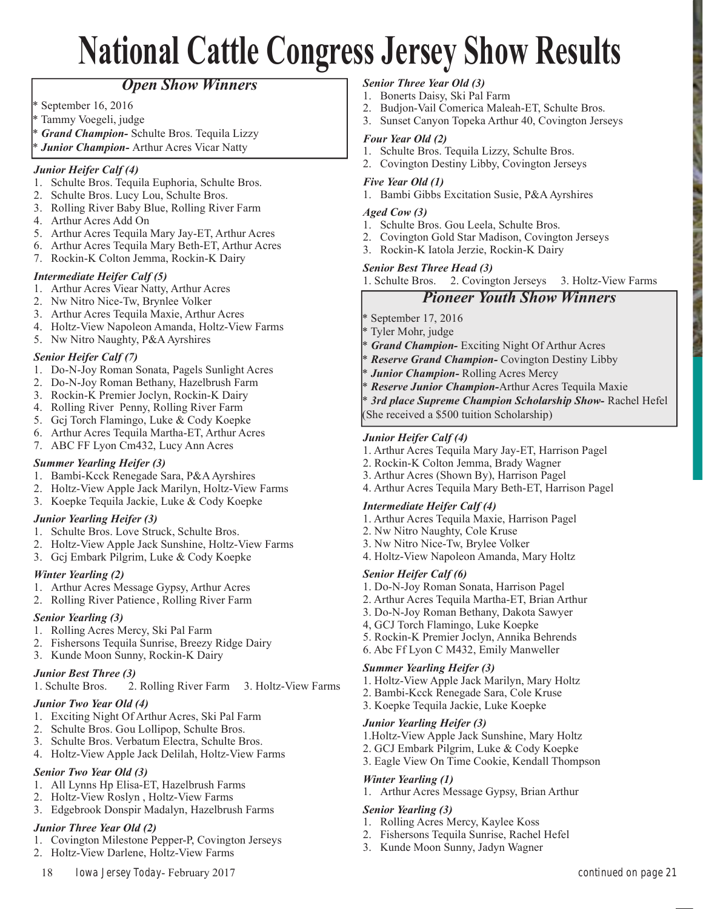# National Cattle Congress Jersey Show Results

## *Open Show Winners*

* September 16, 2016
* Tammy Voegeli, judge
* ***Grand Champion-*** Schulte Bros. Tequila Lizzy
* ***Junior Champion-*** Arthur Acres Vicar Natty

### *Junior Heifer Calf (4)*

1. Schulte Bros. Tequila Euphoria, Schulte Bros.
2. Schulte Bros. Lucy Lou, Schulte Bros.
3. Rolling River Baby Blue, Rolling River Farm
4. Arthur Acres Add On
5. Arthur Acres Tequila Mary Jay-ET, Arthur Acres
6. Arthur Acres Tequila Mary Beth-ET, Arthur Acres
7. Rockin-K Colton Jemma, Rockin-K Dairy

### *Intermediate Heifer Calf (5)*

1. Arthur Acres Viear Natty, Arthur Acres
2. Nw Nitro Nice-Tw, Brynlee Volker
3. Arthur Acres Tequila Maxie, Arthur Acres
4. Holtz-View Napoleon Amanda, Holtz-View Farms
5. Nw Nitro Naughty, P&A Ayrshires

### *Senior Heifer Calf (7)*

1. Do-N-Joy Roman Sonata, Pagels Sunlight Acres
2. Do-N-Joy Roman Bethany, Hazelbrush Farm
3. Rockin-K Premier Joclyn, Rockin-K Dairy
4. Rolling River Penny, Rolling River Farm
5. Gcj Torch Flamingo, Luke & Cody Koepke
6. Arthur Acres Tequila Martha-ET, Arthur Acres
7. ABC FF Lyon Cm432, Lucy Ann Acres

### *Summer Yearling Heifer (3)*

1. Bambi-Kcck Renegade Sara, P&A Ayrshires
2. Holtz-View Apple Jack Marilyn, Holtz-View Farms
3. Koepke Tequila Jackie, Luke & Cody Koepke

### *Junior Yearling Heifer (3)*

1. Schulte Bros. Love Struck, Schulte Bros.
2. Holtz-View Apple Jack Sunshine, Holtz-View Farms
3. Gcj Embark Pilgrim, Luke & Cody Koepke

### *Winter Yearling (2)*

1. Arthur Acres Message Gypsy, Arthur Acres
2. Rolling River Patience, Rolling River Farm

### *Senior Yearling (3)*

1. Rolling Acres Mercy, Ski Pal Farm
2. Fishersons Tequila Sunrise, Breezy Ridge Dairy
3. Kunde Moon Sunny, Rockin-K Dairy

### *Junior Best Three (3)*

1. Schulte Bros. 2. Rolling River Farm 3. Holtz-View Farms

### *Junior Two Year Old (4)*

1. Exciting Night Of Arthur Acres, Ski Pal Farm
2. Schulte Bros. Gou Lollipop, Schulte Bros.
3. Schulte Bros. Verbatum Electra, Schulte Bros.
4. Holtz-View Apple Jack Delilah, Holtz-View Farms

### *Senior Two Year Old (3)*

1. All Lynns Hp Elisa-ET, Hazelbrush Farms
2. Holtz-View Roslyn , Holtz-View Farms
3. Edgebrook Donspir Madalyn, Hazelbrush Farms

### *Junior Three Year Old (2)*

1. Covington Milestone Pepper-P, Covington Jerseys
2. Holtz-View Darlene, Holtz-View Farms

### *Senior Three Year Old (3)*

1. Bonerts Daisy, Ski Pal Farm
2. Budjon-Vail Comerica Maleah-ET, Schulte Bros.
3. Sunset Canyon Topeka Arthur 40, Covington Jerseys

### *Four Year Old (2)*

1. Schulte Bros. Tequila Lizzy, Schulte Bros.
2. Covington Destiny Libby, Covington Jerseys

### *Five Year Old (1)*

1. Bambi Gibbs Excitation Susie, P&A Ayrshires

### *Aged Cow (3)*

1. Schulte Bros. Gou Leela, Schulte Bros.
2. Covington Gold Star Madison, Covington Jerseys
3. Rockin-K Iatola Jerzie, Rockin-K Dairy

### *Senior Best Three Head (3)*

1. Schulte Bros. 2. Covington Jerseys 3. Holtz-View Farms

## *Pioneer Youth Show Winners*

* September 17, 2016
* Tyler Mohr, judge
* ***Grand Champion-*** Exciting Night Of Arthur Acres
* ***Reserve Grand Champion-*** Covington Destiny Libby
* ***Junior Champion-*** Rolling Acres Mercy
* ***Reserve Junior Champion-***Arthur Acres Tequila Maxie
* ***3rd place Supreme Champion Scholarship Show-*** Rachel Hefel (She received a $500 tuition Scholarship)

### *Junior Heifer Calf (4)*

1. Arthur Acres Tequila Mary Jay-ET, Harrison Pagel
2. Rockin-K Colton Jemma, Brady Wagner
3. Arthur Acres (Shown By), Harrison Pagel
4. Arthur Acres Tequila Mary Beth-ET, Harrison Pagel

### *Intermediate Heifer Calf (4)*

1. Arthur Acres Tequila Maxie, Harrison Pagel
2. Nw Nitro Naughty, Cole Kruse
3. Nw Nitro Nice-Tw, Brylee Volker
4. Holtz-View Napoleon Amanda, Mary Holtz

### *Senior Heifer Calf (6)*

1. Do-N-Joy Roman Sonata, Harrison Pagel
2. Arthur Acres Tequila Martha-ET, Brian Arthur
3. Do-N-Joy Roman Bethany, Dakota Sawyer
4, GCJ Torch Flamingo, Luke Koepke
5. Rockin-K Premier Joclyn, Annika Behrends
6. Abc Ff Lyon C M432, Emily Manweller

### *Summer Yearling Heifer (3)*

1. Holtz-View Apple Jack Marilyn, Mary Holtz
2. Bambi-Kcck Renegade Sara, Cole Kruse
3. Koepke Tequila Jackie, Luke Koepke

### *Junior Yearling Heifer (3)*

1. Holtz-View Apple Jack Sunshine, Mary Holtz
2. GCJ Embark Pilgrim, Luke & Cody Koepke
3. Eagle View On Time Cookie, Kendall Thompson

### *Winter Yearling (1)*

1. Arthur Acres Message Gypsy, Brian Arthur

### *Senior Yearling (3)*

1. Rolling Acres Mercy, Kaylee Koss
2. Fishersons Tequila Sunrise, Rachel Hefel
3. Kunde Moon Sunny, Jadyn Wagner

continued on page 21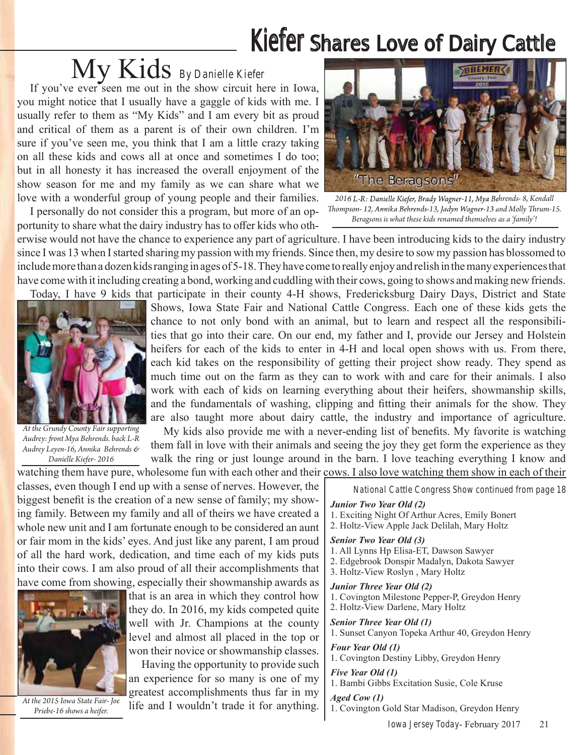# Kiefer Shares Love of Dairy Cattle

## My Kids *By Danielle Kiefer*

If you've ever seen me out in the show circuit here in Iowa, you might notice that I usually have a gaggle of kids with me. I usually refer to them as "My Kids" and I am every bit as proud and critical of them as a parent is of their own children. I'm sure if you've seen me, you think that I am a little crazy taking on all these kids and cows all at once and sometimes I do too; but in all honesty it has increased the overall enjoyment of the show season for me and my family as we can share what we love with a wonderful group of young people and their families.

I personally do not consider this a program, but more of an opportunity to share what the dairy industry has to offer kids who otherwise would not have the chance to experience any part of agriculture. I have been introducing kids to the dairy industry since I was 13 when I started sharing my passion with my friends. Since then, my desire to sow my passion has blossomed to include more than a dozen kids ranging in ages of 5-18. They have come to really enjoy and relish in the many experiences that have come with it including creating a bond, working and cuddling with their cows, going to shows and making new friends.

"The Beragsons"

*2016 L-R: Danielle Kiefer, Brady Wagner-11, Mya Behrends- 8, Kendall Thompson- 12, Annika Behrends-13, Jadyn Wagner-13 and Molly Thrum-15. Beragsons is what these kids renamed themselves as a 'family'!*

Today, I have 9 kids that participate in their county 4-H shows, Fredericksburg Dairy Days, District and State Shows, Iowa State Fair and National Cattle Congress. Each one of these kids gets the chance to not only bond with an animal, but to learn and respect all the responsibilities that go into their care. On our end, my father and I, provide our Jersey and Holstein heifers for each of the kids to enter in 4-H and local open shows with us. From there, each kid takes on the responsibility of getting their project show ready. They spend as much time out on the farm as they can to work with and care for their animals. I also work with each of kids on learning everything about their heifers, showmanship skills, and the fundamentals of washing, clipping and fitting their animals for the show. They are also taught more about dairy cattle, the industry and importance of agriculture.

*At the Grundy County Fair supporting Audrey: front Mya Behrends. back L-R Audrey Leyen-16, Annika Behrends & Danielle Kiefer- 2016*

My kids also provide me with a never-ending list of benefits. My favorite is watching them fall in love with their animals and seeing the joy they get form the experience as they walk the ring or just lounge around in the barn. I love teaching everything I know and watching them have pure, wholesome fun with each other and their cows. I also love watching them show in each of their classes, even though I end up with a sense of nerves. However, the biggest benefit is the creation of a new sense of family; my showing family. Between my family and all of theirs we have created a whole new unit and I am fortunate enough to be considered an aunt or fair mom in the kids' eyes. And just like any parent, I am proud of all the hard work, dedication, and time each of my kids puts into their cows. I am also proud of all their accomplishments that have come from showing, especially their showmanship awards as that is an area in which they control how they do. In 2016, my kids competed quite well with Jr. Champions at the county level and almost all placed in the top or won their novice or showmanship classes.

Having the opportunity to provide such an experience for so many is one of my greatest accomplishments thus far in my life and I wouldn't trade it for anything.

*At the 2015 Iowa State Fair- Joe Priebe-16 shows a heifer.*

National Cattle Congress Show continued from page 18

***Junior Two Year Old (2)***
1. Exciting Night Of Arthur Acres, Emily Bonert
2. Holtz-View Apple Jack Delilah, Mary Holtz

***Senior Two Year Old (3)***
1. All Lynns Hp Elisa-ET, Dawson Sawyer
2. Edgebrook Donspir Madalyn, Dakota Sawyer
3. Holtz-View Roslyn , Mary Holtz

***Junior Three Year Old (2)***
1. Covington Milestone Pepper-P, Greydon Henry
2. Holtz-View Darlene, Mary Holtz

***Senior Three Year Old (1)***
1. Sunset Canyon Topeka Arthur 40, Greydon Henry

***Four Year Old (1)***
1. Covington Destiny Libby, Greydon Henry

***Five Year Old (1)***
1. Bambi Gibbs Excitation Susie, Cole Kruse

***Aged Cow (1)***
1. Covington Gold Star Madison, Greydon Henry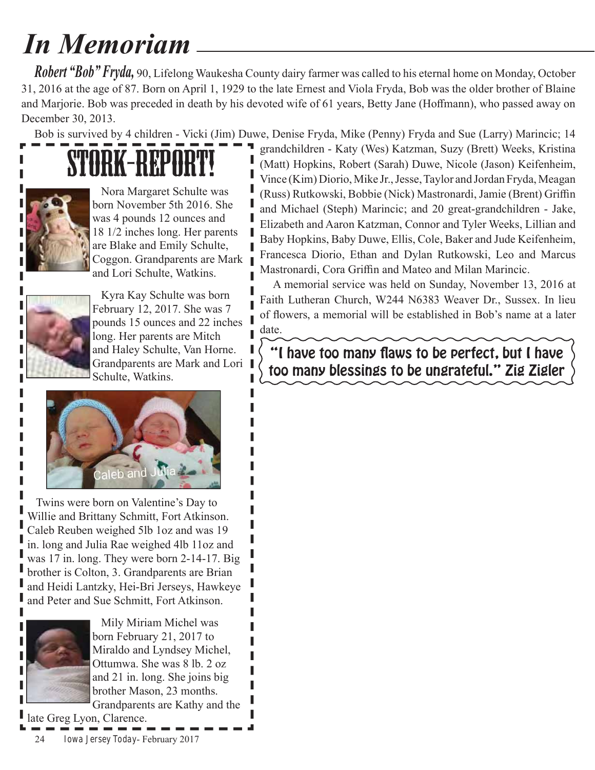# In Memoriam

***Robert "Bob" Fryda,*** 90, Lifelong Waukesha County dairy farmer was called to his eternal home on Monday, October 31, 2016 at the age of 87. Born on April 1, 1929 to the late Ernest and Viola Fryda, Bob was the older brother of Blaine and Marjorie. Bob was preceded in death by his devoted wife of 61 years, Betty Jane (Hoffmann), who passed away on December 30, 2013.

Bob is survived by 4 children - Vicki (Jim) Duwe, Denise Fryda, Mike (Penny) Fryda and Sue (Larry) Marincic; 14 grandchildren - Katy (Wes) Katzman, Suzy (Brett) Weeks, Kristina (Matt) Hopkins, Robert (Sarah) Duwe, Nicole (Jason) Keifenheim, Vince (Kim) Diorio, Mike Jr., Jesse, Taylor and Jordan Fryda, Meagan (Russ) Rutkowski, Bobbie (Nick) Mastronardi, Jamie (Brent) Griffin and Michael (Steph) Marincic; and 20 great-grandchildren - Jake, Elizabeth and Aaron Katzman, Connor and Tyler Weeks, Lillian and Baby Hopkins, Baby Duwe, Ellis, Cole, Baker and Jude Keifenheim, Francesca Diorio, Ethan and Dylan Rutkowski, Leo and Marcus Mastronardi, Cora Griffin and Mateo and Milan Marincic.

A memorial service was held on Sunday, November 13, 2016 at Faith Lutheran Church, W244 N6383 Weaver Dr., Sussex. In lieu of flowers, a memorial will be established in Bob's name at a later date.

**"I have too many flaws to be perfect, but I have too many blessings to be ungrateful." Zig Zigler**

## STORK-REPORT!

Nora Margaret Schulte was born November 5th 2016. She was 4 pounds 12 ounces and 18 1/2 inches long. Her parents are Blake and Emily Schulte, Coggon. Grandparents are Mark and Lori Schulte, Watkins.

Kyra Kay Schulte was born February 12, 2017. She was 7 pounds 15 ounces and 22 inches long. Her parents are Mitch and Haley Schulte, Van Horne. Grandparents are Mark and Lori Schulte, Watkins.

Caleb and Julia

Twins were born on Valentine's Day to Willie and Brittany Schmitt, Fort Atkinson. Caleb Reuben weighed 5lb 1oz and was 19 in. long and Julia Rae weighed 4lb 11oz and was 17 in. long. They were born 2-14-17. Big brother is Colton, 3. Grandparents are Brian and Heidi Lantzky, Hei-Bri Jerseys, Hawkeye and Peter and Sue Schmitt, Fort Atkinson.

Mily Miriam Michel was born February 21, 2017 to Miraldo and Lyndsey Michel, Ottumwa. She was 8 lb. 2 oz and 21 in. long. She joins big brother Mason, 23 months. Grandparents are Kathy and the late Greg Lyon, Clarence.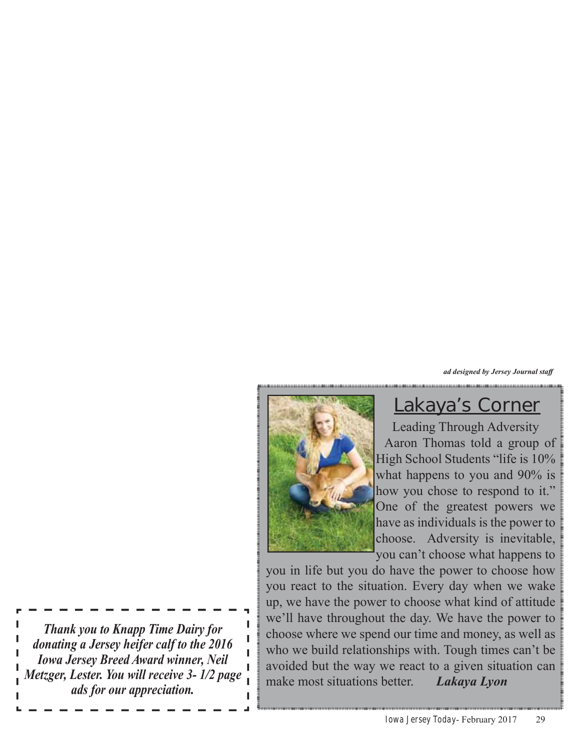*ad designed by Jersey Journal staff*

## Lakaya's Corner

Leading Through Adversity

Aaron Thomas told a group of High School Students "life is 10% what happens to you and 90% is how you chose to respond to it." One of the greatest powers we have as individuals is the power to choose. Adversity is inevitable, you can't choose what happens to you in life but you do have the power to choose how you react to the situation. Every day when we wake up, we have the power to choose what kind of attitude we'll have throughout the day. We have the power to choose where we spend our time and money, as well as who we build relationships with. Tough times can't be avoided but the way we react to a given situation can make most situations better. ***Lakaya Lyon***

***Thank you to Knapp Time Dairy for donating a Jersey heifer calf to the 2016 Iowa Jersey Breed Award winner, Neil Metzger, Lester. You will receive 3- 1/2 page ads for our appreciation.***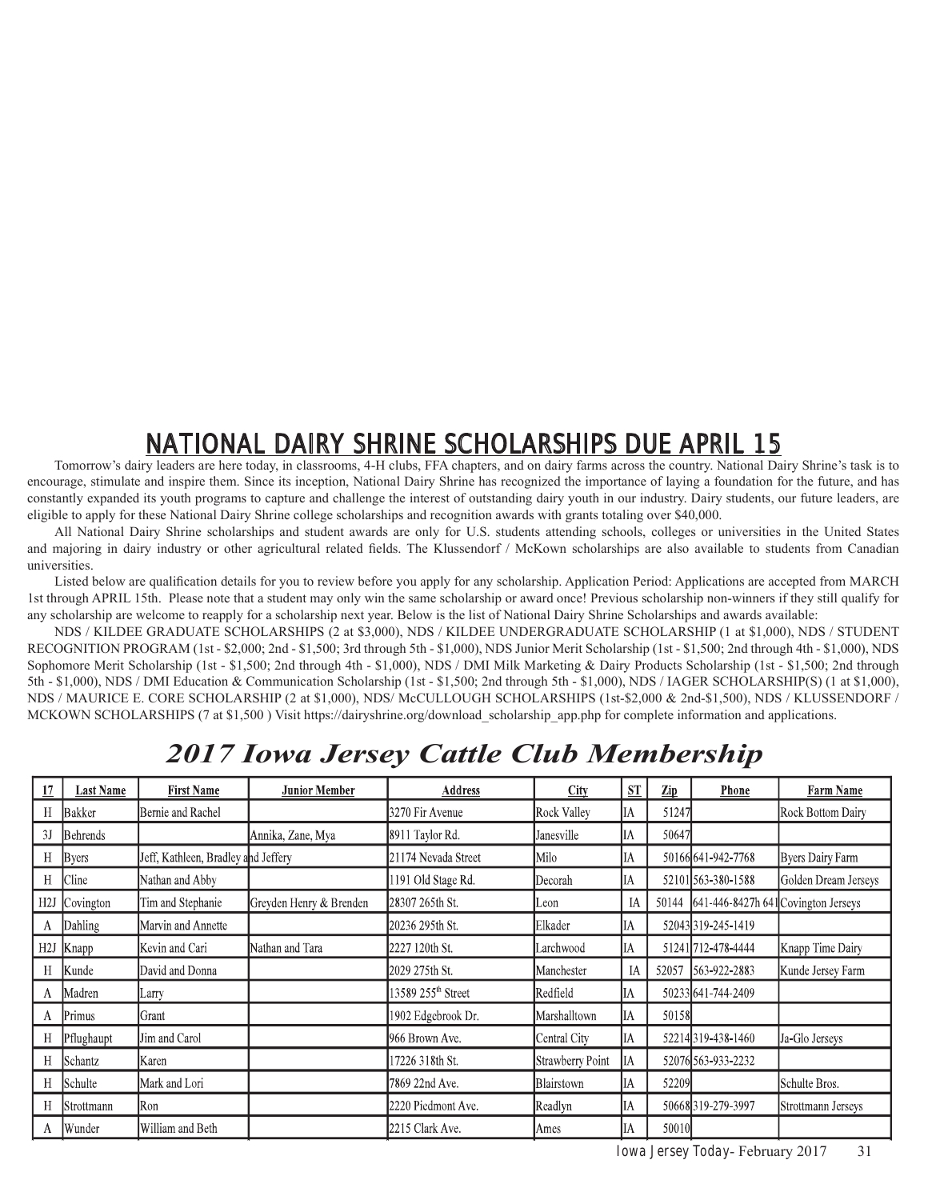# NATIONAL DAIRY SHRINE SCHOLARSHIPS DUE APRIL 15

Tomorrow's dairy leaders are here today, in classrooms, 4-H clubs, FFA chapters, and on dairy farms across the country. National Dairy Shrine's task is to encourage, stimulate and inspire them. Since its inception, National Dairy Shrine has recognized the importance of laying a foundation for the future, and has constantly expanded its youth programs to capture and challenge the interest of outstanding dairy youth in our industry. Dairy students, our future leaders, are eligible to apply for these National Dairy Shrine college scholarships and recognition awards with grants totaling over $40,000.

All National Dairy Shrine scholarships and student awards are only for U.S. students attending schools, colleges or universities in the United States and majoring in dairy industry or other agricultural related fields. The Klussendorf / McKown scholarships are also available to students from Canadian universities.

Listed below are qualification details for you to review before you apply for any scholarship. Application Period: Applications are accepted from MARCH 1st through APRIL 15th. Please note that a student may only win the same scholarship or award once! Previous scholarship non-winners if they still qualify for any scholarship are welcome to reapply for a scholarship next year. Below is the list of National Dairy Shrine Scholarships and awards available:

NDS / KILDEE GRADUATE SCHOLARSHIPS (2 at $3,000), NDS / KILDEE UNDERGRADUATE SCHOLARSHIP (1 at $1,000), NDS / STUDENT RECOGNITION PROGRAM (1st - $2,000; 2nd - $1,500; 3rd through 5th - $1,000), NDS Junior Merit Scholarship (1st - $1,500; 2nd through 4th - $1,000), NDS Sophomore Merit Scholarship (1st - $1,500; 2nd through 4th - $1,000), NDS / DMI Milk Marketing & Dairy Products Scholarship (1st - $1,500; 2nd through 5th - $1,000), NDS / DMI Education & Communication Scholarship (1st - $1,500; 2nd through 5th - $1,000), NDS / IAGER SCHOLARSHIP(S) (1 at $1,000), NDS / MAURICE E. CORE SCHOLARSHIP (2 at $1,000), NDS/ McCULLOUGH SCHOLARSHIPS (1st-$2,000 & 2nd-$1,500), NDS / KLUSSENDORF / MCKOWN SCHOLARSHIPS (7 at $1,500 ) Visit https://dairyshrine.org/download_scholarship_app.php for complete information and applications.

# *2017 Iowa Jersey Cattle Club Membership*

| 17 | Last Name | First Name | Junior Member | Address | City | ST | Zip | Phone | Farm Name |
|---|---|---|---|---|---|---|---|---|---|
| H | Bakker | Bernie and Rachel | | 3270 Fir Avenue | Rock Valley | IA | 51247 | | Rock Bottom Dairy |
| 3J | Behrends | | Annika, Zane, Mya | 8911 Taylor Rd. | Janesville | IA | 50647 | | |
| H | Byers | Jeff, Kathleen, Bradley and Jeffery | | 21174 Nevada Street | Milo | IA | 50166 | 641-942-7768 | Byers Dairy Farm |
| H | Cline | Nathan and Abby | | 1191 Old Stage Rd. | Decorah | IA | 52101 | 563-380-1588 | Golden Dream Jerseys |
| H2J | Covington | Tim and Stephanie | Greyden Henry & Brenden | 28307 265th St. | Leon | IA | 50144 | 641-446-8427h 641 | Covington Jerseys |
| A | Dahling | Marvin and Annette | | 20236 295th St. | Elkader | IA | 52043 | 319-245-1419 | |
| H2J | Knapp | Kevin and Cari | Nathan and Tara | 2227 120th St. | Larchwood | IA | 51241 | 712-478-4444 | Knapp Time Dairy |
| H | Kunde | David and Donna | | 2029 275th St. | Manchester | IA | 52057 | 563-922-2883 | Kunde Jersey Farm |
| A | Madren | Larry | | 13589 255th Street | Redfield | IA | 50233 | 641-744-2409 | |
| A | Primus | Grant | | 1902 Edgebrook Dr. | Marshalltown | IA | 50158 | | |
| H | Pflughaupt | Jim and Carol | | 966 Brown Ave. | Central City | IA | 52214 | 319-438-1460 | Ja-Glo Jerseys |
| H | Schantz | Karen | | 17226 318th St. | Strawberry Point | IA | 52076 | 563-933-2232 | |
| H | Schulte | Mark and Lori | | 7869 22nd Ave. | Blairstown | IA | 52209 | | Schulte Bros. |
| H | Strottmann | Ron | | 2220 Piedmont Ave. | Readlyn | IA | 50668 | 319-279-3997 | Strottmann Jerseys |
| A | Wunder | William and Beth | | 2215 Clark Ave. | Ames | IA | 50010 | | |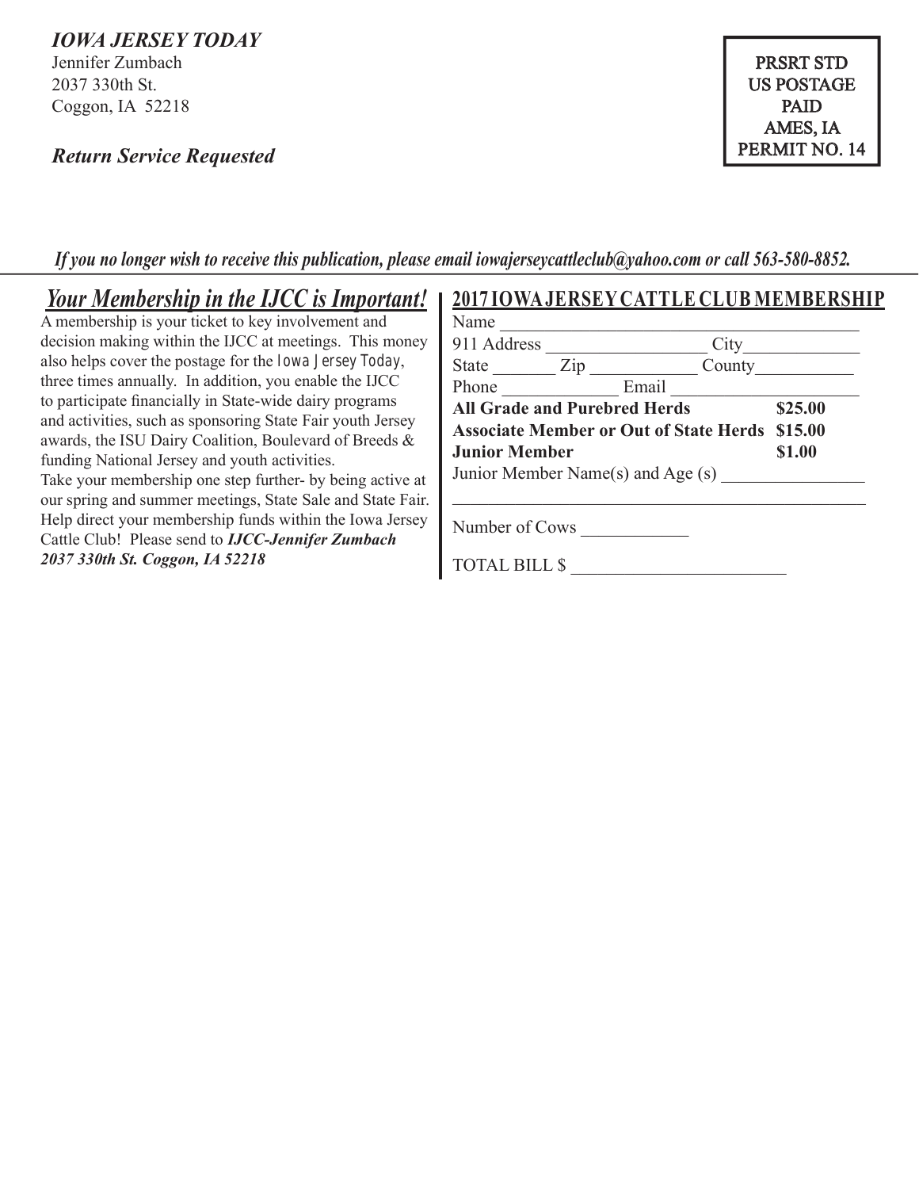***IOWA JERSEY TODAY***
Jennifer Zumbach
2037 330th St.
Coggon, IA 52218

***Return Service Requested***

PRSRT STD
US POSTAGE
PAID
AMES, IA
PERMIT NO. 14

*If you no longer wish to receive this publication, please email iowajerseycattleclub@yahoo.com or call 563-580-8852.*

## *Your Membership in the IJCC is Important!*

A membership is your ticket to key involvement and decision making within the IJCC at meetings. This money also helps cover the postage for the *Iowa Jersey Today*, three times annually. In addition, you enable the IJCC to participate financially in State-wide dairy programs and activities, such as sponsoring State Fair youth Jersey awards, the ISU Dairy Coalition, Boulevard of Breeds & funding National Jersey and youth activities.
Take your membership one step further- by being active at our spring and summer meetings, State Sale and State Fair. Help direct your membership funds within the Iowa Jersey Cattle Club! Please send to ***IJCC-Jennifer Zumbach 2037 330th St. Coggon, IA 52218***

## 2017 IOWA JERSEY CATTLE CLUB MEMBERSHIP

Name ________________________________________

911 Address __________________ City_____________

State _______ Zip ____________ County___________

Phone _____________ Email _____________________

**All Grade and Purebred Herds** **$25.00**

**Associate Member or Out of State Herds** **$15.00**

**Junior Member** **$1.00**

Junior Member Name(s) and Age (s) ________________

_______________________________________________

Number of Cows ____________

TOTAL BILL $ ________________________